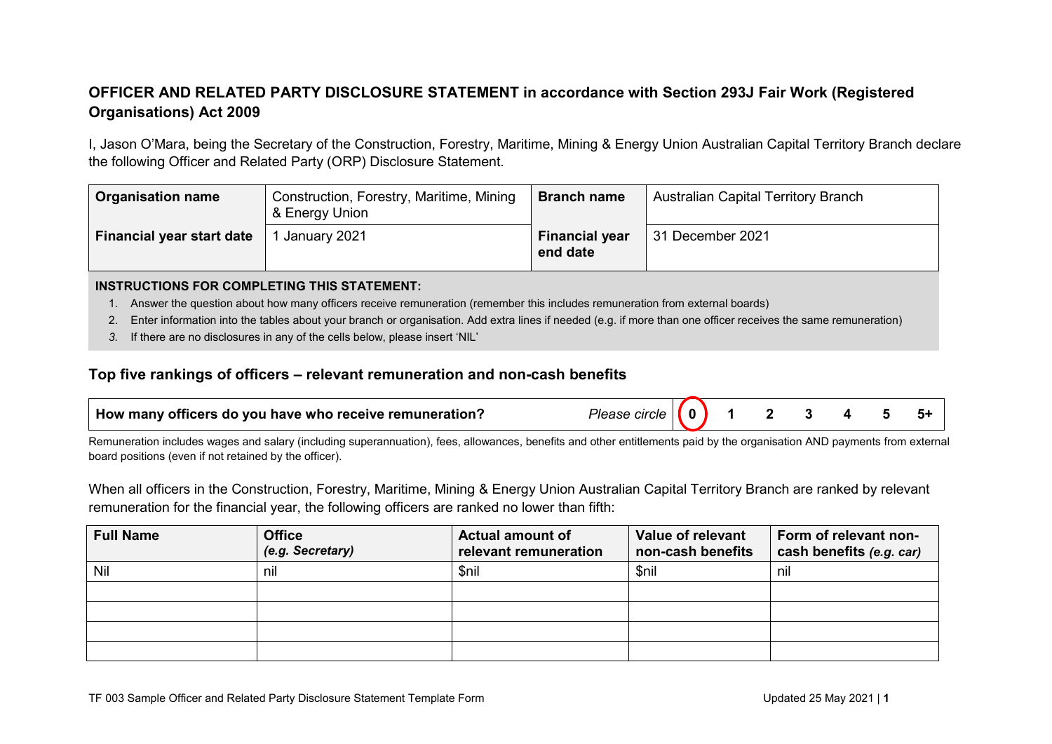## OFFICER AND RELATED PARTY DISCLOSURE STATEMENT in accordance with Section 293J Fair Work (Registered Organisations) Act 2009

I, Jason O'Mara, being the Secretary of the Construction, Forestry, Maritime, Mining & Energy Union Australian Capital Territory Branch declare the following Officer and Related Party (ORP) Disclosure Statement.

| **Organisation name** | Construction, Forestry, Maritime, Mining & Energy Union | **Branch name** | Australian Capital Territory Branch |
|---|---|---|---|
| **Financial year start date** | 1 January 2021 | **Financial year end date** | 31 December 2021 |

**INSTRUCTIONS FOR COMPLETING THIS STATEMENT:**

1. Answer the question about how many officers receive remuneration (remember this includes remuneration from external boards)
2. Enter information into the tables about your branch or organisation. Add extra lines if needed (e.g. if more than one officer receives the same remuneration)
3. If there are no disclosures in any of the cells below, please insert 'NIL'

### Top five rankings of officers – relevant remuneration and non-cash benefits

| **How many officers do you have who receive remuneration?** | *Please circle* | **0** (circled) | **1** | **2** | **3** | **4** | **5** | **5+** |
|---|---|---|---|---|---|---|---|---|

Remuneration includes wages and salary (including superannuation), fees, allowances, benefits and other entitlements paid by the organisation AND payments from external board positions (even if not retained by the officer).

When all officers in the Construction, Forestry, Maritime, Mining & Energy Union Australian Capital Territory Branch are ranked by relevant remuneration for the financial year, the following officers are ranked no lower than fifth:

| **Full Name** | **Office** *(e.g. Secretary)* | **Actual amount of relevant remuneration** | **Value of relevant non-cash benefits** | **Form of relevant non-cash benefits** *(e.g. car)* |
|---|---|---|---|---|
| Nil | nil | $nil | $nil | nil |
| | | | | |
| | | | | |
| | | | | |
| | | | | |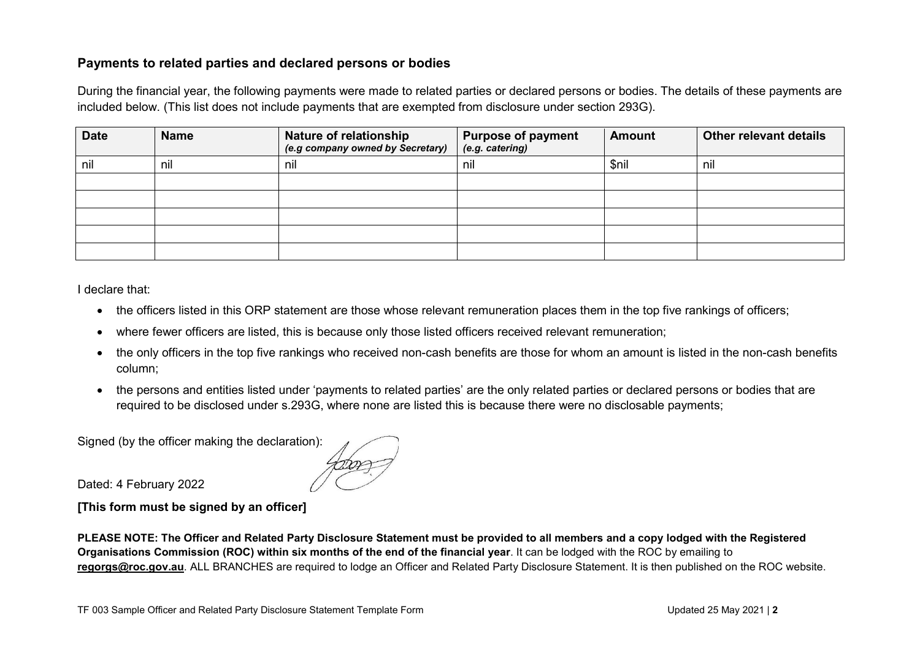## Payments to related parties and declared persons or bodies

During the financial year, the following payments were made to related parties or declared persons or bodies. The details of these payments are included below. (This list does not include payments that are exempted from disclosure under section 293G).

| Date | Name | Nature of relationship *(e.g company owned by Secretary)* | Purpose of payment *(e.g. catering)* | Amount | Other relevant details |
|---|---|---|---|---|---|
| nil | nil | nil | nil | $nil | nil |
| | | | | | |
| | | | | | |
| | | | | | |
| | | | | | |
| | | | | | |

I declare that:

- the officers listed in this ORP statement are those whose relevant remuneration places them in the top five rankings of officers;
- where fewer officers are listed, this is because only those listed officers received relevant remuneration;
- the only officers in the top five rankings who received non-cash benefits are those for whom an amount is listed in the non-cash benefits column;
- the persons and entities listed under 'payments to related parties' are the only related parties or declared persons or bodies that are required to be disclosed under s.293G, where none are listed this is because there were no disclosable payments;

Signed (by the officer making the declaration):

Dated: 4 February 2022

**[This form must be signed by an officer]**

**PLEASE NOTE: The Officer and Related Party Disclosure Statement must be provided to all members and a copy lodged with the Registered Organisations Commission (ROC) within six months of the end of the financial year**. It can be lodged with the ROC by emailing to **regorgs@roc.gov.au**. ALL BRANCHES are required to lodge an Officer and Related Party Disclosure Statement. It is then published on the ROC website.